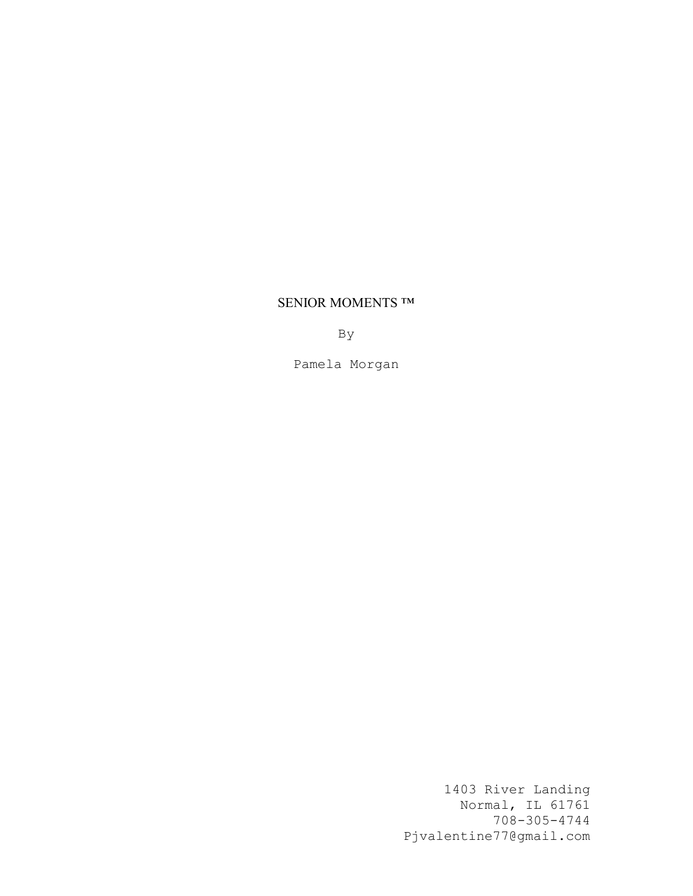# SENIOR MOMENTS ™

By

Pamela Morgan

1403 River Landing
Normal, IL 61761
708-305-4744
Pjvalentine77@gmail.com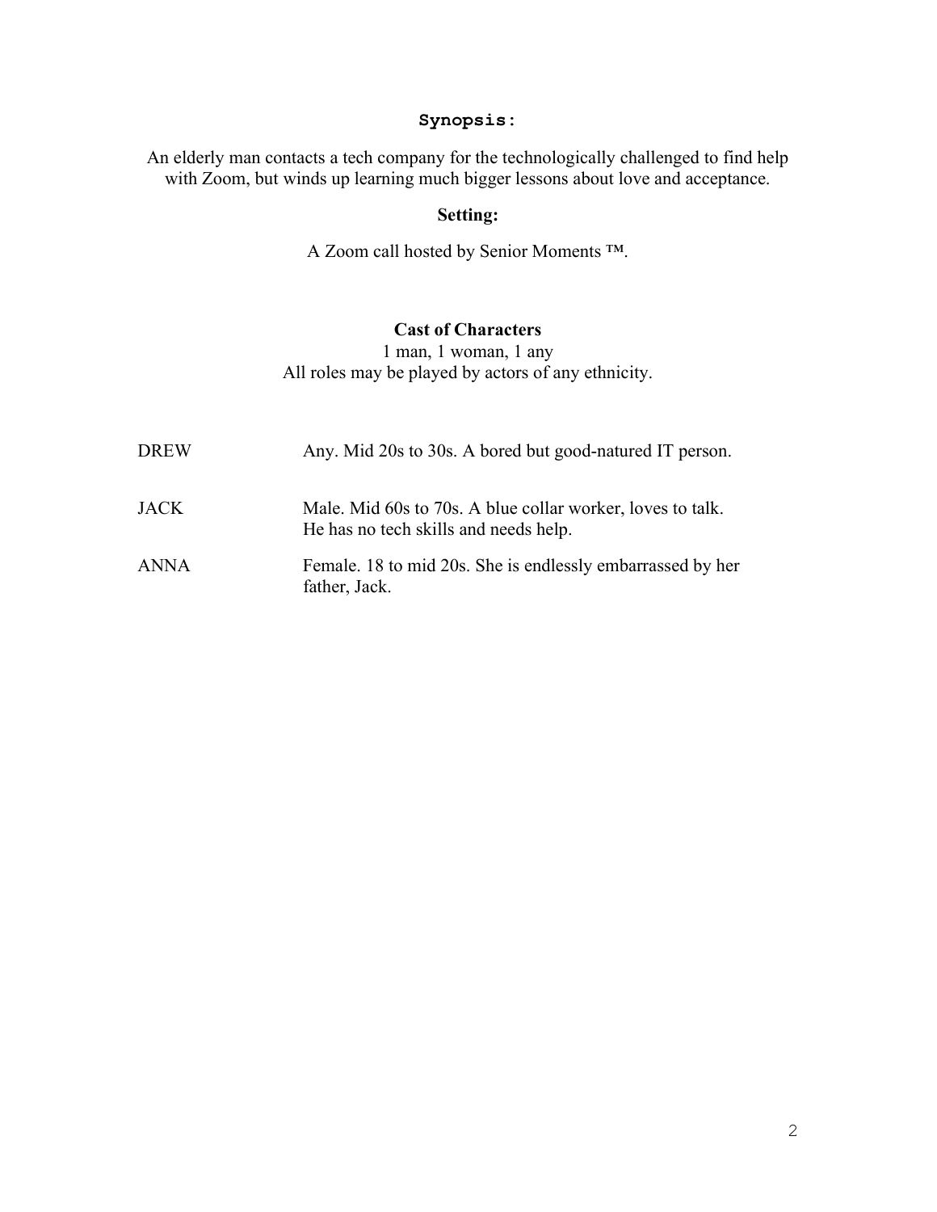**Synopsis:**

An elderly man contacts a tech company for the technologically challenged to find help with Zoom, but winds up learning much bigger lessons about love and acceptance.

**Setting:**

A Zoom call hosted by Senior Moments ™.

**Cast of Characters**

1 man, 1 woman, 1 any

All roles may be played by actors of any ethnicity.

| | |
|---|---|
| DREW | Any. Mid 20s to 30s. A bored but good-natured IT person. |
| JACK | Male. Mid 60s to 70s. A blue collar worker, loves to talk. He has no tech skills and needs help. |
| ANNA | Female. 18 to mid 20s. She is endlessly embarrassed by her father, Jack. |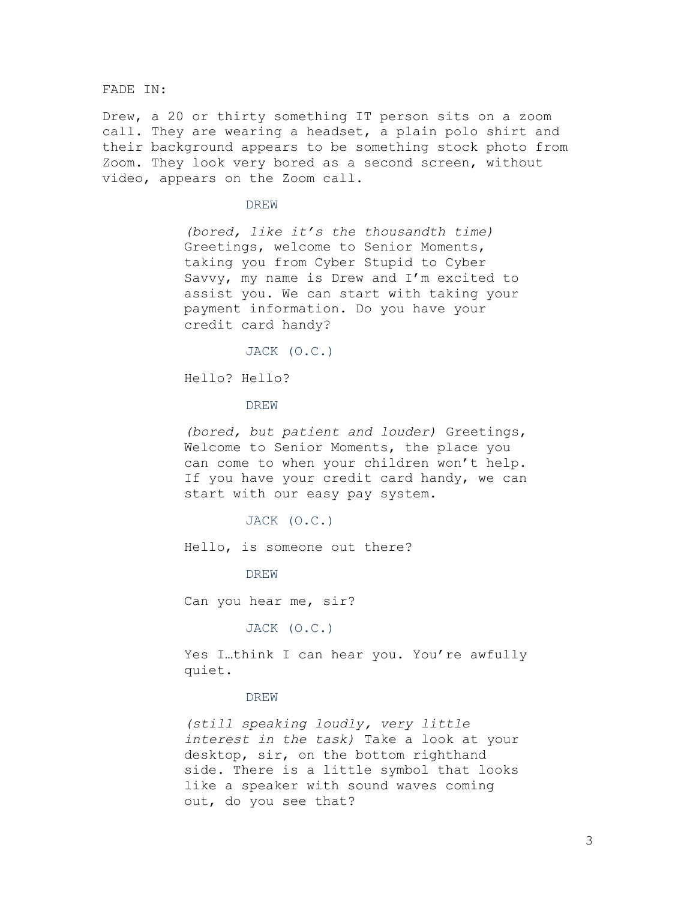FADE IN:

Drew, a 20 or thirty something IT person sits on a zoom call. They are wearing a headset, a plain polo shirt and their background appears to be something stock photo from Zoom. They look very bored as a second screen, without video, appears on the Zoom call.

DREW

*(bored, like it's the thousandth time)* Greetings, welcome to Senior Moments, taking you from Cyber Stupid to Cyber Savvy, my name is Drew and I'm excited to assist you. We can start with taking your payment information. Do you have your credit card handy?

JACK (O.C.)

Hello? Hello?

DREW

*(bored, but patient and louder)* Greetings, Welcome to Senior Moments, the place you can come to when your children won't help. If you have your credit card handy, we can start with our easy pay system.

JACK (O.C.)

Hello, is someone out there?

DREW

Can you hear me, sir?

JACK (O.C.)

Yes I…think I can hear you. You're awfully quiet.

DREW

*(still speaking loudly, very little interest in the task)* Take a look at your desktop, sir, on the bottom righthand side. There is a little symbol that looks like a speaker with sound waves coming out, do you see that?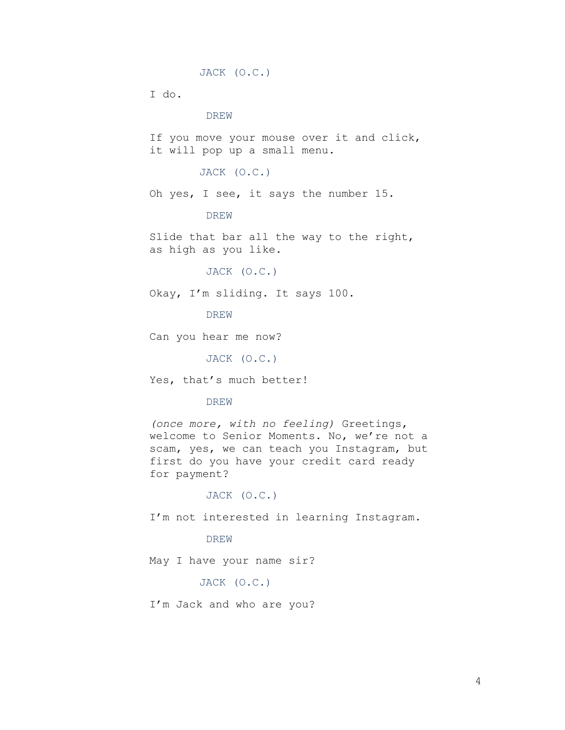JACK (O.C.)

I do.

DREW

If you move your mouse over it and click, it will pop up a small menu.

JACK (O.C.)

Oh yes, I see, it says the number 15.

DREW

Slide that bar all the way to the right, as high as you like.

JACK (O.C.)

Okay, I'm sliding. It says 100.

DREW

Can you hear me now?

JACK (O.C.)

Yes, that's much better!

DREW

*(once more, with no feeling)* Greetings, welcome to Senior Moments. No, we're not a scam, yes, we can teach you Instagram, but first do you have your credit card ready for payment?

JACK (O.C.)

I'm not interested in learning Instagram.

DREW

May I have your name sir?

JACK (O.C.)

I'm Jack and who are you?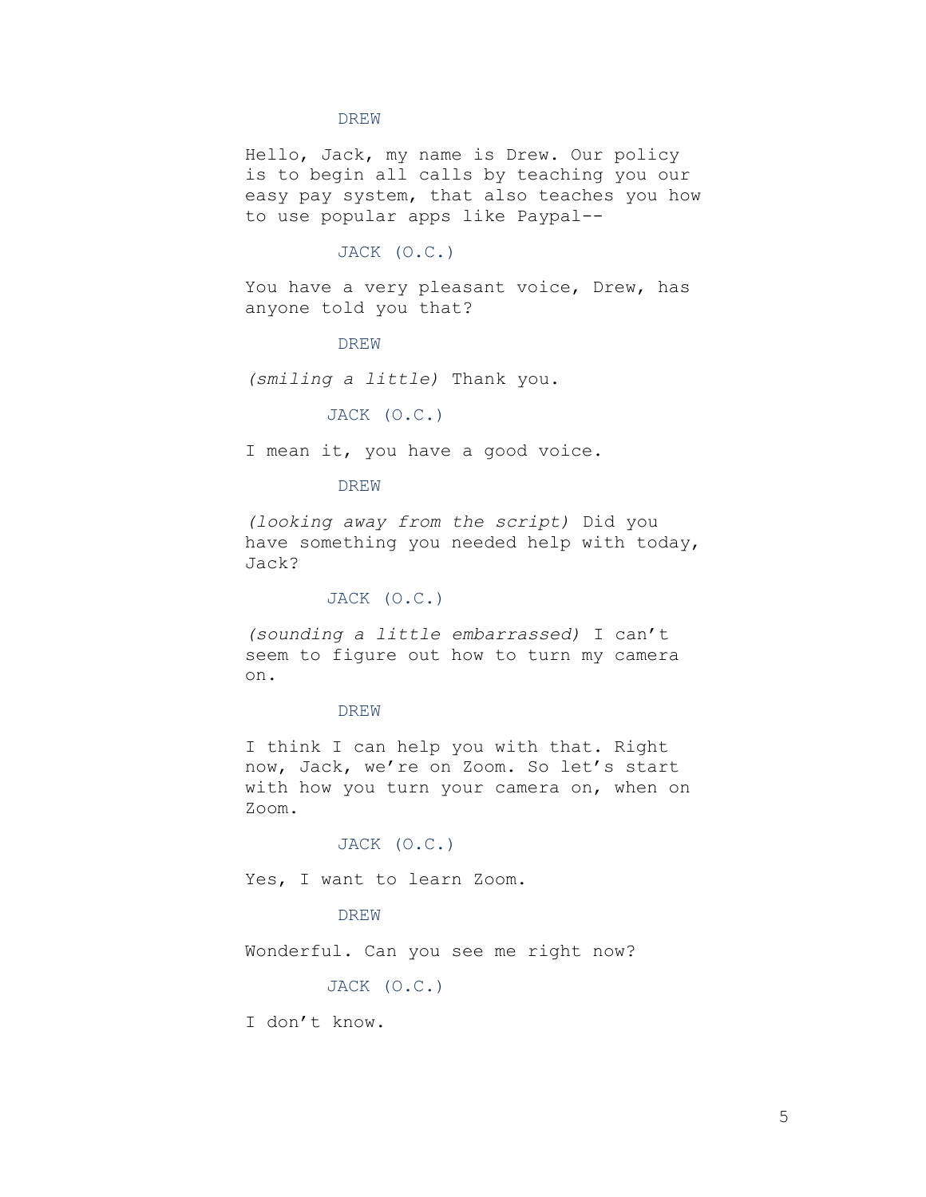DREW

Hello, Jack, my name is Drew. Our policy is to begin all calls by teaching you our easy pay system, that also teaches you how to use popular apps like Paypal--

JACK (O.C.)

You have a very pleasant voice, Drew, has anyone told you that?

DREW

*(smiling a little)* Thank you.

JACK (O.C.)

I mean it, you have a good voice.

DREW

*(looking away from the script)* Did you have something you needed help with today, Jack?

JACK (O.C.)

*(sounding a little embarrassed)* I can't seem to figure out how to turn my camera on.

DREW

I think I can help you with that. Right now, Jack, we're on Zoom. So let's start with how you turn your camera on, when on Zoom.

JACK (O.C.)

Yes, I want to learn Zoom.

DREW

Wonderful. Can you see me right now?

JACK (O.C.)

I don't know.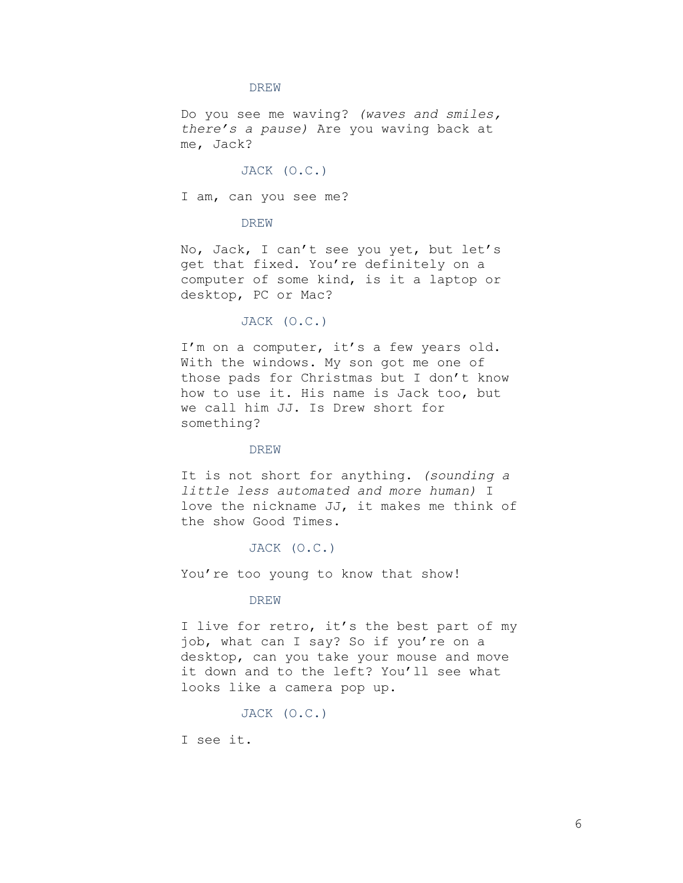DREW

Do you see me waving? *(waves and smiles, there's a pause)* Are you waving back at me, Jack?

JACK (O.C.)

I am, can you see me?

DREW

No, Jack, I can't see you yet, but let's get that fixed. You're definitely on a computer of some kind, is it a laptop or desktop, PC or Mac?

JACK (O.C.)

I'm on a computer, it's a few years old. With the windows. My son got me one of those pads for Christmas but I don't know how to use it. His name is Jack too, but we call him JJ. Is Drew short for something?

DREW

It is not short for anything. *(sounding a little less automated and more human)* I love the nickname JJ, it makes me think of the show Good Times.

JACK (O.C.)

You're too young to know that show!

DREW

I live for retro, it's the best part of my job, what can I say? So if you're on a desktop, can you take your mouse and move it down and to the left? You'll see what looks like a camera pop up.

JACK (O.C.)

I see it.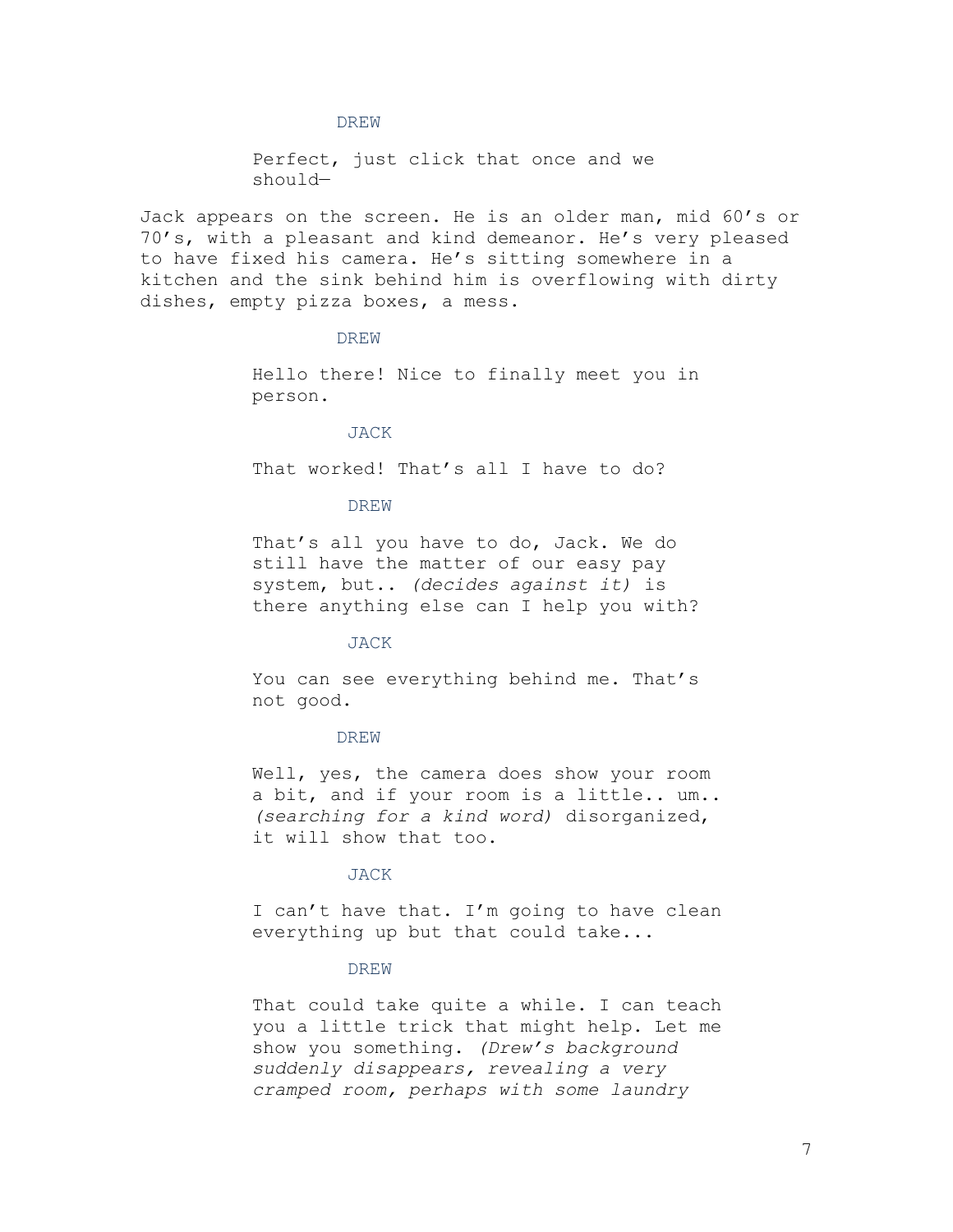DREW

Perfect, just click that once and we should—

Jack appears on the screen. He is an older man, mid 60's or 70's, with a pleasant and kind demeanor. He's very pleased to have fixed his camera. He's sitting somewhere in a kitchen and the sink behind him is overflowing with dirty dishes, empty pizza boxes, a mess.

DREW

Hello there! Nice to finally meet you in person.

JACK

That worked! That's all I have to do?

DREW

That's all you have to do, Jack. We do still have the matter of our easy pay system, but.. *(decides against it)* is there anything else can I help you with?

JACK

You can see everything behind me. That's not good.

DREW

Well, yes, the camera does show your room a bit, and if your room is a little.. um.. *(searching for a kind word)* disorganized, it will show that too.

JACK

I can't have that. I'm going to have clean everything up but that could take...

DREW

That could take quite a while. I can teach you a little trick that might help. Let me show you something. *(Drew's background suddenly disappears, revealing a very cramped room, perhaps with some laundry*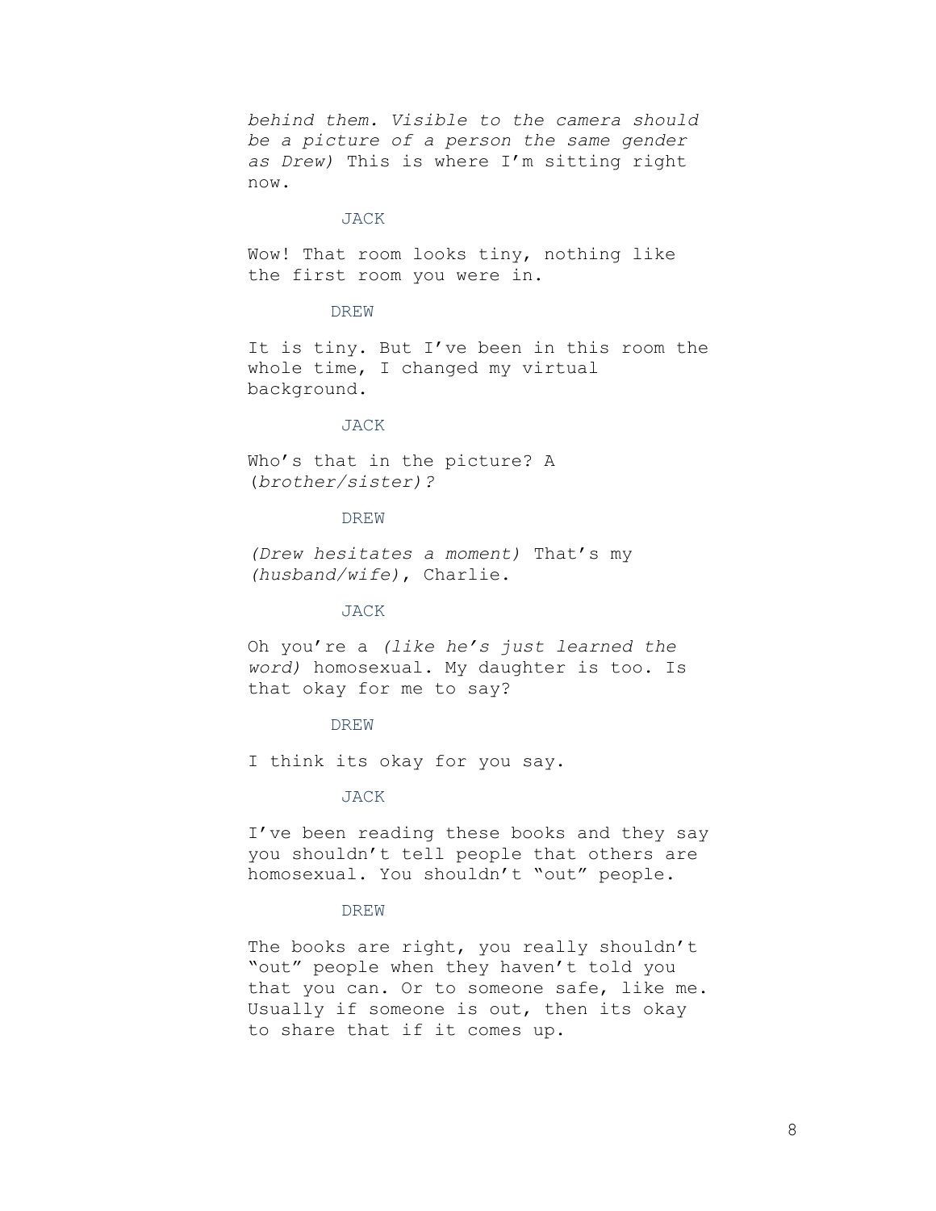*behind them. Visible to the camera should be a picture of a person the same gender as Drew)* This is where I'm sitting right now.

JACK

Wow! That room looks tiny, nothing like the first room you were in.

DREW

It is tiny. But I've been in this room the whole time, I changed my virtual background.

JACK

Who's that in the picture? A *(brother/sister)?*

DREW

*(Drew hesitates a moment)* That's my *(husband/wife)*, Charlie.

JACK

Oh you're a *(like he's just learned the word)* homosexual. My daughter is too. Is that okay for me to say?

DREW

I think its okay for you say.

JACK

I've been reading these books and they say you shouldn't tell people that others are homosexual. You shouldn't "out" people.

DREW

The books are right, you really shouldn't "out" people when they haven't told you that you can. Or to someone safe, like me. Usually if someone is out, then its okay to share that if it comes up.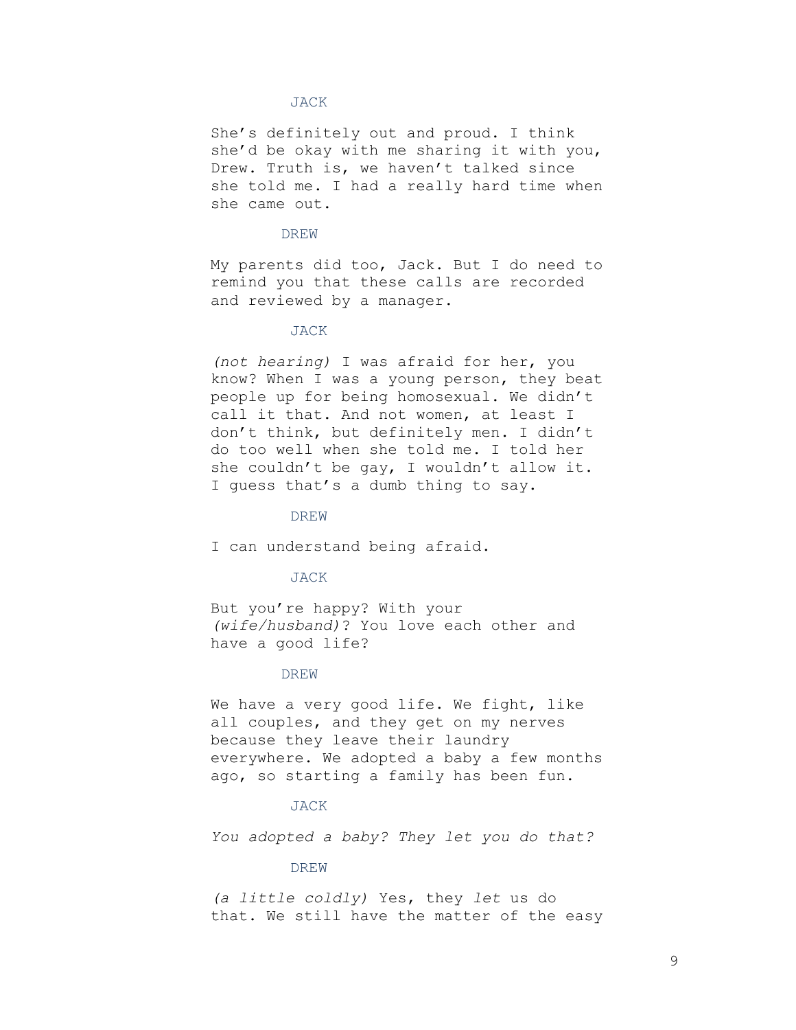JACK

She's definitely out and proud. I think she'd be okay with me sharing it with you, Drew. Truth is, we haven't talked since she told me. I had a really hard time when she came out.

DREW

My parents did too, Jack. But I do need to remind you that these calls are recorded and reviewed by a manager.

JACK

*(not hearing)* I was afraid for her, you know? When I was a young person, they beat people up for being homosexual. We didn't call it that. And not women, at least I don't think, but definitely men. I didn't do too well when she told me. I told her she couldn't be gay, I wouldn't allow it. I guess that's a dumb thing to say.

DREW

I can understand being afraid.

JACK

But you're happy? With your *(wife/husband)*? You love each other and have a good life?

DREW

We have a very good life. We fight, like all couples, and they get on my nerves because they leave their laundry everywhere. We adopted a baby a few months ago, so starting a family has been fun.

JACK

*You adopted a baby? They let you do that?*

DREW

*(a little coldly)* Yes, they *let* us do that. We still have the matter of the easy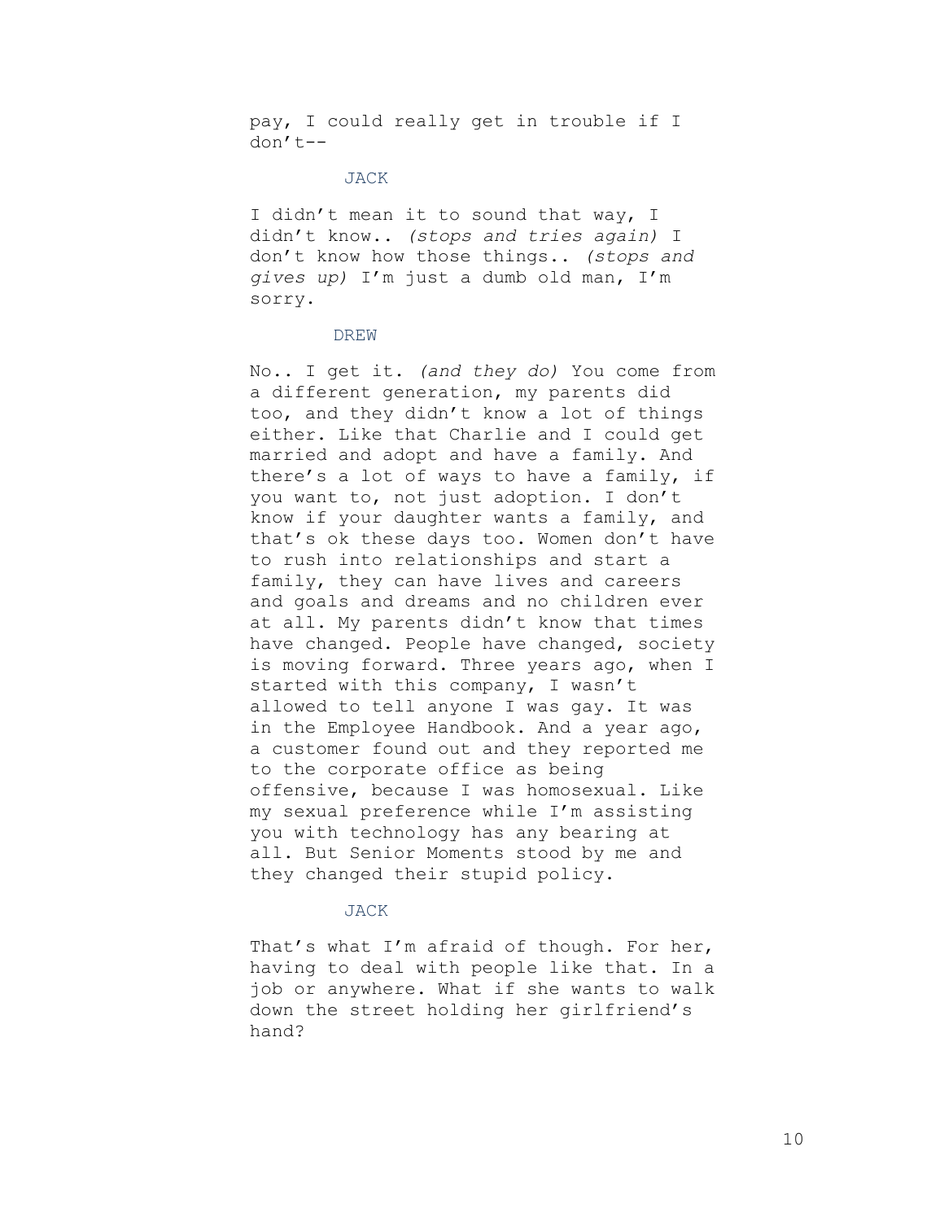pay, I could really get in trouble if I don't--

JACK

I didn't mean it to sound that way, I didn't know.. *(stops and tries again)* I don't know how those things.. *(stops and gives up)* I'm just a dumb old man, I'm sorry.

DREW

No.. I get it. *(and they do)* You come from a different generation, my parents did too, and they didn't know a lot of things either. Like that Charlie and I could get married and adopt and have a family. And there's a lot of ways to have a family, if you want to, not just adoption. I don't know if your daughter wants a family, and that's ok these days too. Women don't have to rush into relationships and start a family, they can have lives and careers and goals and dreams and no children ever at all. My parents didn't know that times have changed. People have changed, society is moving forward. Three years ago, when I started with this company, I wasn't allowed to tell anyone I was gay. It was in the Employee Handbook. And a year ago, a customer found out and they reported me to the corporate office as being offensive, because I was homosexual. Like my sexual preference while I'm assisting you with technology has any bearing at all. But Senior Moments stood by me and they changed their stupid policy.

JACK

That's what I'm afraid of though. For her, having to deal with people like that. In a job or anywhere. What if she wants to walk down the street holding her girlfriend's hand?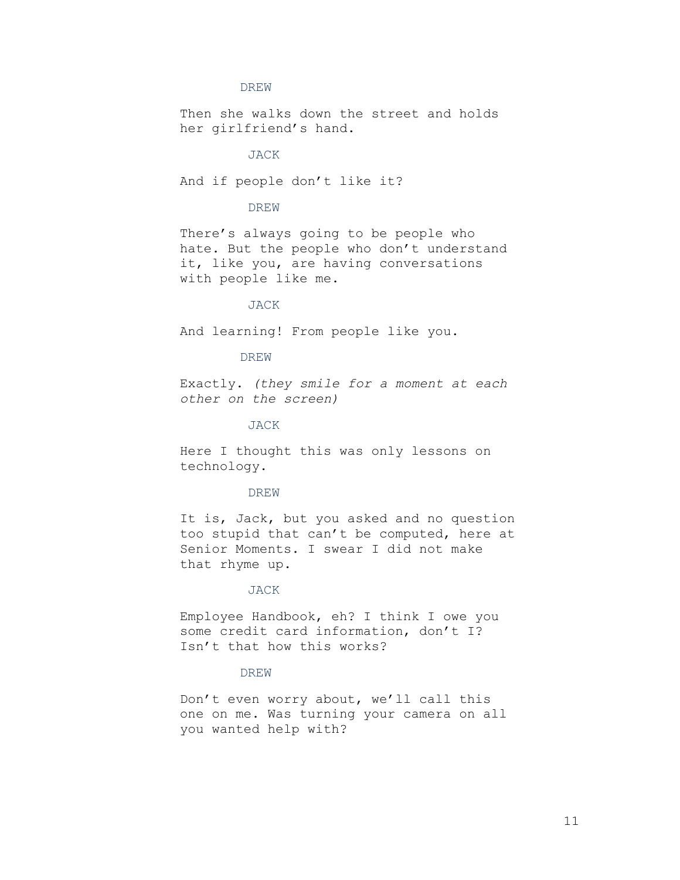DREW

Then she walks down the street and holds her girlfriend’s hand.

JACK

And if people don’t like it?

DREW

There’s always going to be people who hate. But the people who don’t understand it, like you, are having conversations with people like me.

JACK

And learning! From people like you.

DREW

Exactly. *(they smile for a moment at each other on the screen)*

JACK

Here I thought this was only lessons on technology.

DREW

It is, Jack, but you asked and no question too stupid that can’t be computed, here at Senior Moments. I swear I did not make that rhyme up.

JACK

Employee Handbook, eh? I think I owe you some credit card information, don’t I? Isn’t that how this works?

DREW

Don’t even worry about, we’ll call this one on me. Was turning your camera on all you wanted help with?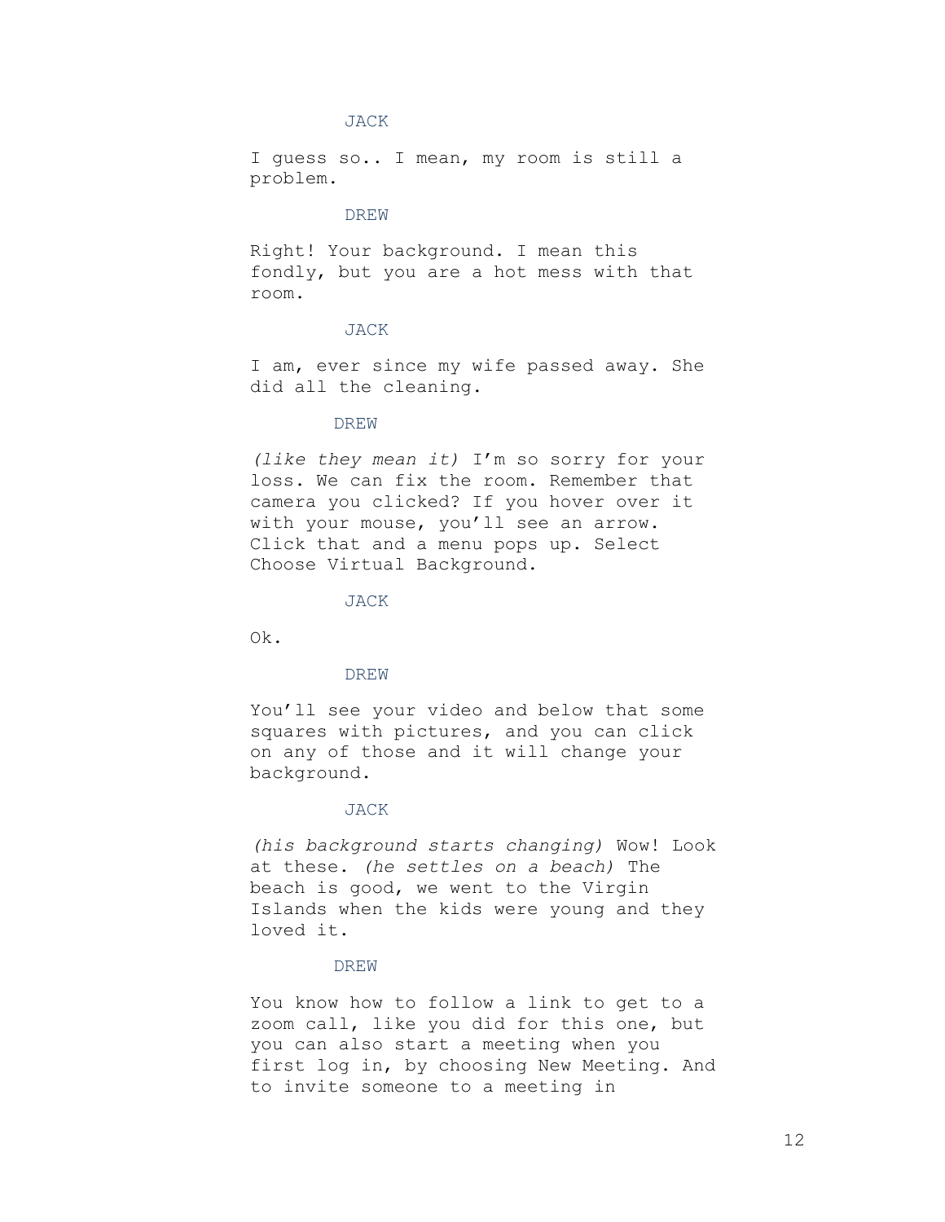JACK

I guess so.. I mean, my room is still a problem.

DREW

Right! Your background. I mean this fondly, but you are a hot mess with that room.

JACK

I am, ever since my wife passed away. She did all the cleaning.

DREW

*(like they mean it)* I'm so sorry for your loss. We can fix the room. Remember that camera you clicked? If you hover over it with your mouse, you'll see an arrow. Click that and a menu pops up. Select Choose Virtual Background.

JACK

Ok.

DREW

You'll see your video and below that some squares with pictures, and you can click on any of those and it will change your background.

JACK

*(his background starts changing)* Wow! Look at these. *(he settles on a beach)* The beach is good, we went to the Virgin Islands when the kids were young and they loved it.

DREW

You know how to follow a link to get to a zoom call, like you did for this one, but you can also start a meeting when you first log in, by choosing New Meeting. And to invite someone to a meeting in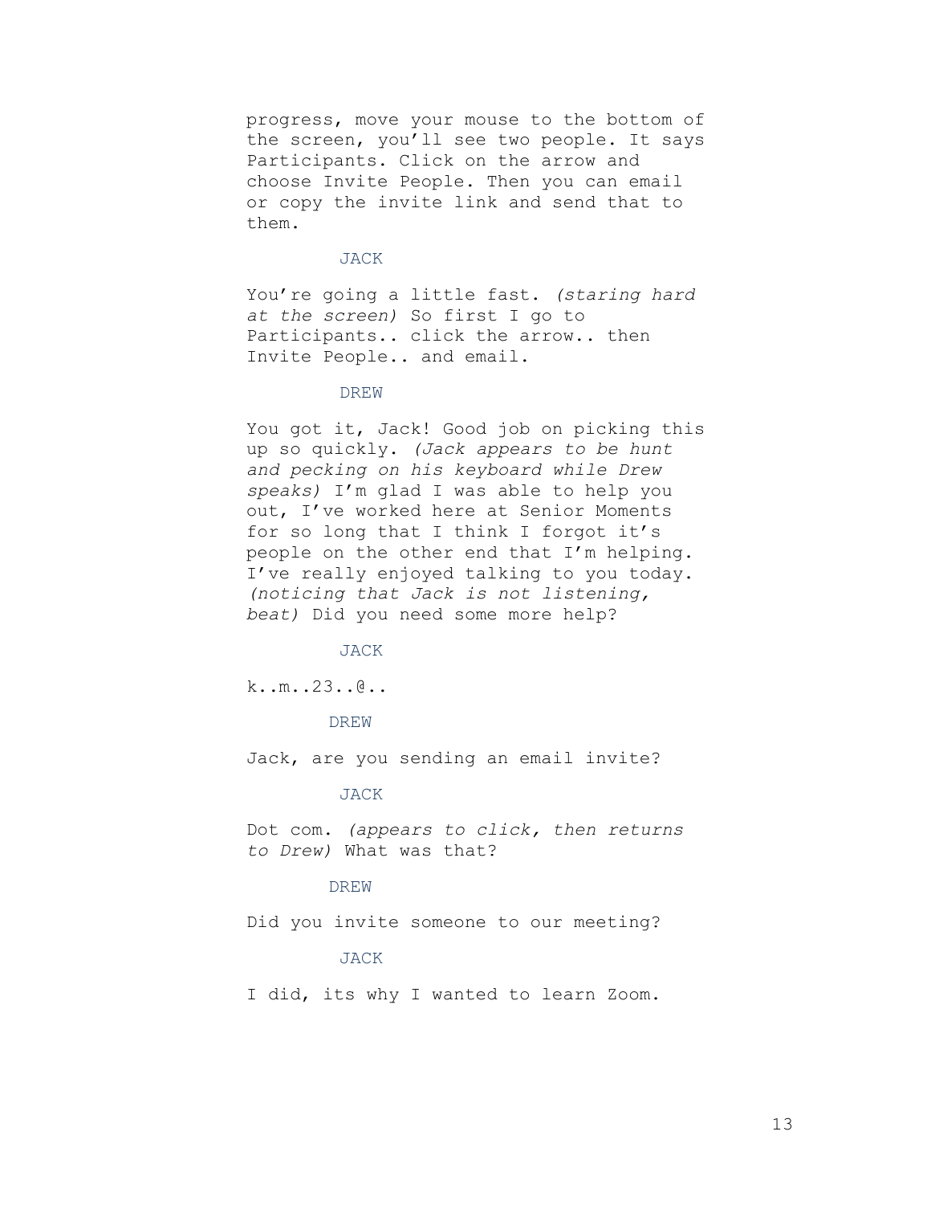progress, move your mouse to the bottom of the screen, you'll see two people. It says Participants. Click on the arrow and choose Invite People. Then you can email or copy the invite link and send that to them.

JACK

You're going a little fast. *(staring hard at the screen)* So first I go to Participants.. click the arrow.. then Invite People.. and email.

DREW

You got it, Jack! Good job on picking this up so quickly. *(Jack appears to be hunt and pecking on his keyboard while Drew speaks)* I'm glad I was able to help you out, I've worked here at Senior Moments for so long that I think I forgot it's people on the other end that I'm helping. I've really enjoyed talking to you today. *(noticing that Jack is not listening, beat)* Did you need some more help?

JACK

k..m..23..@..

DREW

Jack, are you sending an email invite?

JACK

Dot com. *(appears to click, then returns to Drew)* What was that?

DREW

Did you invite someone to our meeting?

JACK

I did, its why I wanted to learn Zoom.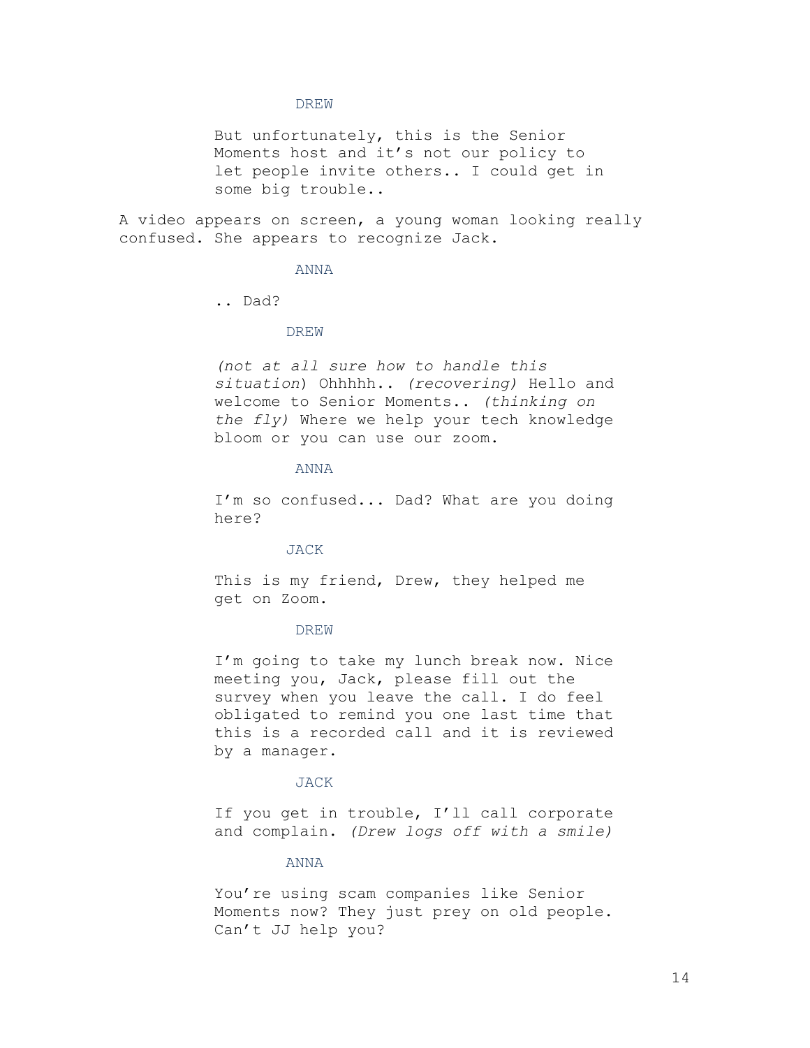DREW

But unfortunately, this is the Senior Moments host and it's not our policy to let people invite others.. I could get in some big trouble..

A video appears on screen, a young woman looking really confused. She appears to recognize Jack.

ANNA

.. Dad?

DREW

*(not at all sure how to handle this situation*) Ohhhhh.. *(recovering)* Hello and welcome to Senior Moments.. *(thinking on the fly)* Where we help your tech knowledge bloom or you can use our zoom.

ANNA

I'm so confused... Dad? What are you doing here?

JACK

This is my friend, Drew, they helped me get on Zoom.

DREW

I'm going to take my lunch break now. Nice meeting you, Jack, please fill out the survey when you leave the call. I do feel obligated to remind you one last time that this is a recorded call and it is reviewed by a manager.

JACK

If you get in trouble, I'll call corporate and complain. *(Drew logs off with a smile)*

ANNA

You're using scam companies like Senior Moments now? They just prey on old people. Can't JJ help you?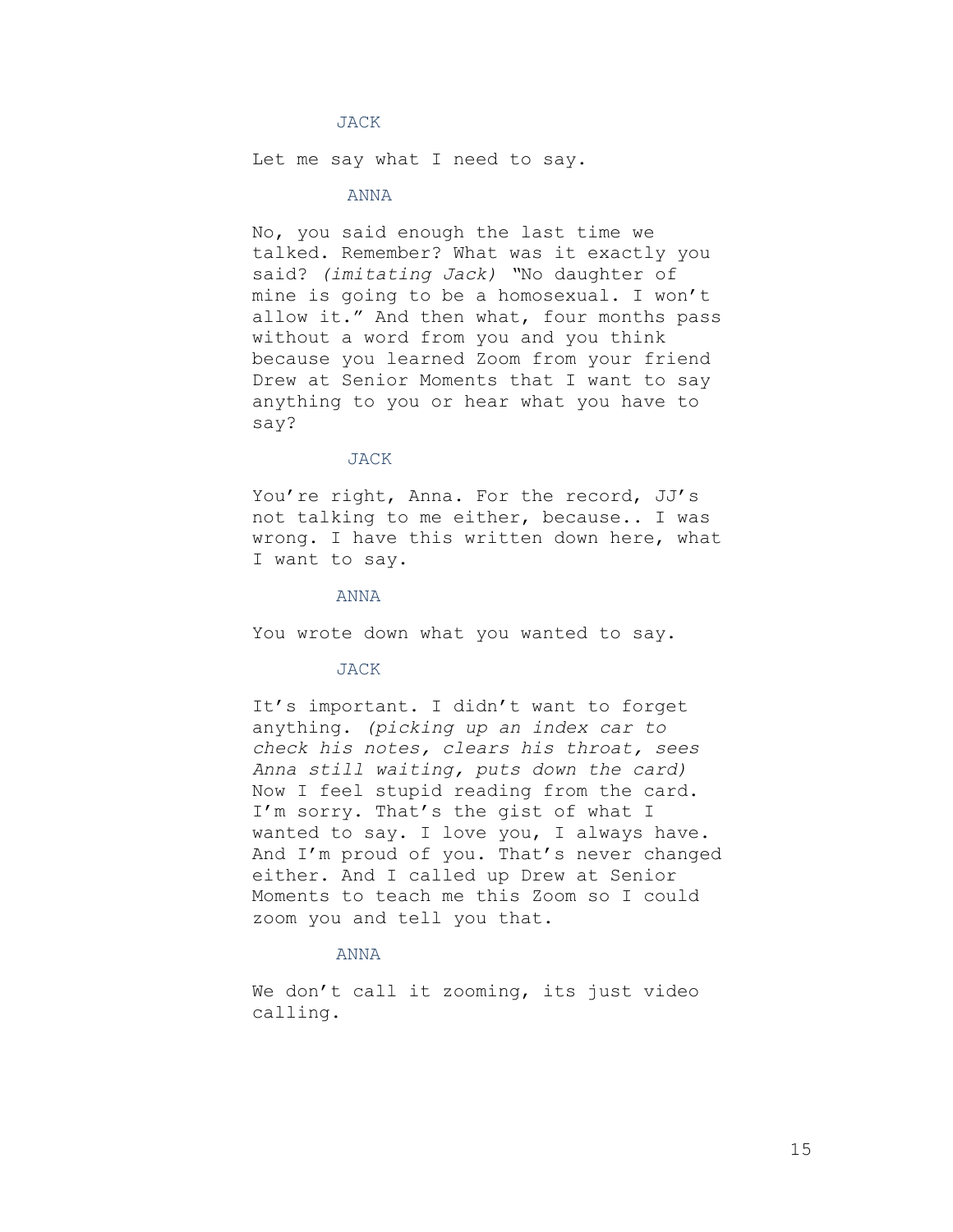JACK

Let me say what I need to say.

ANNA

No, you said enough the last time we talked. Remember? What was it exactly you said? *(imitating Jack)* "No daughter of mine is going to be a homosexual. I won't allow it." And then what, four months pass without a word from you and you think because you learned Zoom from your friend Drew at Senior Moments that I want to say anything to you or hear what you have to say?

JACK

You're right, Anna. For the record, JJ's not talking to me either, because.. I was wrong. I have this written down here, what I want to say.

ANNA

You wrote down what you wanted to say.

JACK

It's important. I didn't want to forget anything. *(picking up an index car to check his notes, clears his throat, sees Anna still waiting, puts down the card)* Now I feel stupid reading from the card. I'm sorry. That's the gist of what I wanted to say. I love you, I always have. And I'm proud of you. That's never changed either. And I called up Drew at Senior Moments to teach me this Zoom so I could zoom you and tell you that.

ANNA

We don't call it zooming, its just video calling.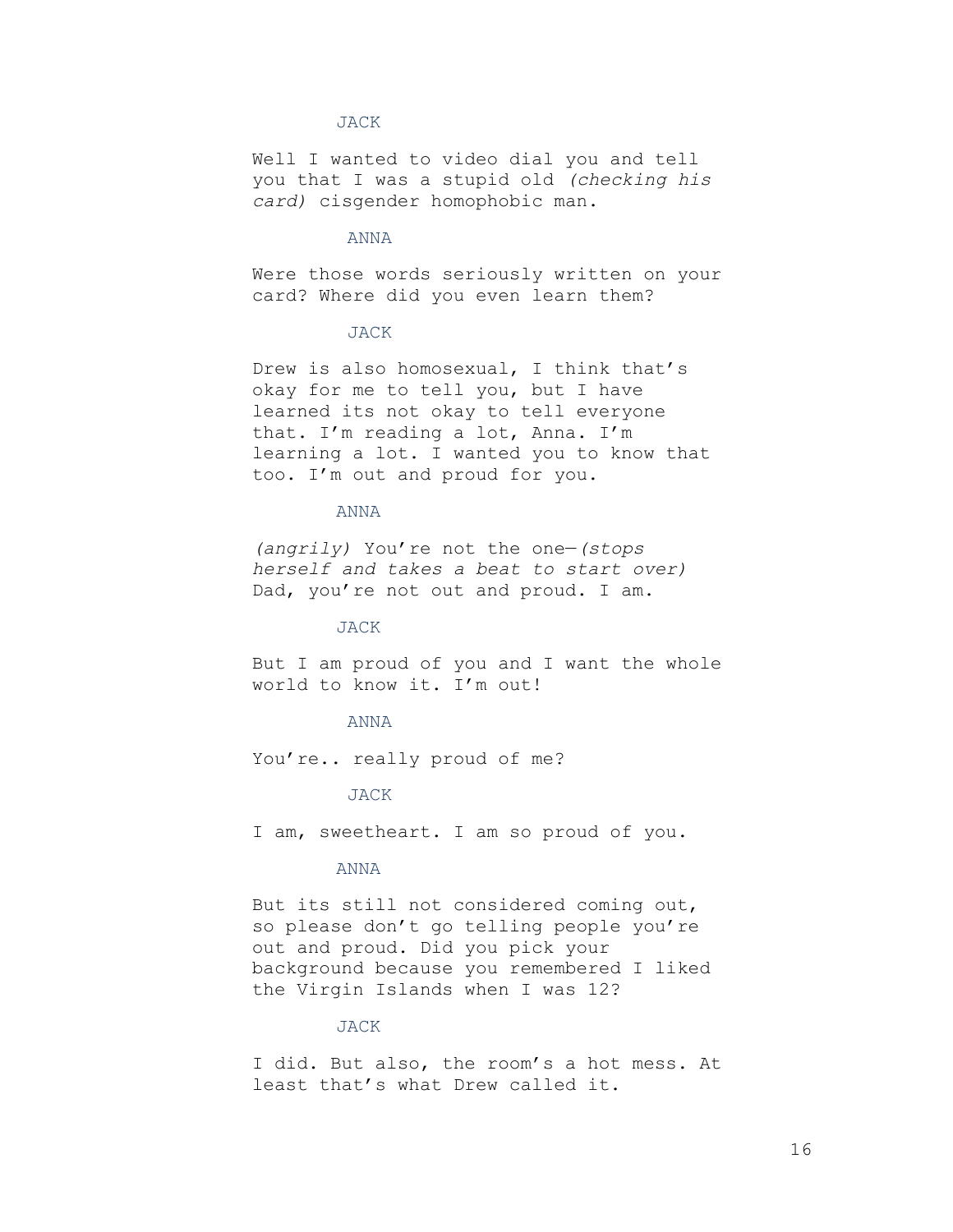JACK

Well I wanted to video dial you and tell you that I was a stupid old *(checking his card)* cisgender homophobic man.

ANNA

Were those words seriously written on your card? Where did you even learn them?

JACK

Drew is also homosexual, I think that's okay for me to tell you, but I have learned its not okay to tell everyone that. I'm reading a lot, Anna. I'm learning a lot. I wanted you to know that too. I'm out and proud for you.

ANNA

*(angrily)* You're not the one—*(stops herself and takes a beat to start over)* Dad, you're not out and proud. I am.

JACK

But I am proud of you and I want the whole world to know it. I'm out!

ANNA

You're.. really proud of me?

JACK

I am, sweetheart. I am so proud of you.

ANNA

But its still not considered coming out, so please don't go telling people you're out and proud. Did you pick your background because you remembered I liked the Virgin Islands when I was 12?

JACK

I did. But also, the room's a hot mess. At least that's what Drew called it.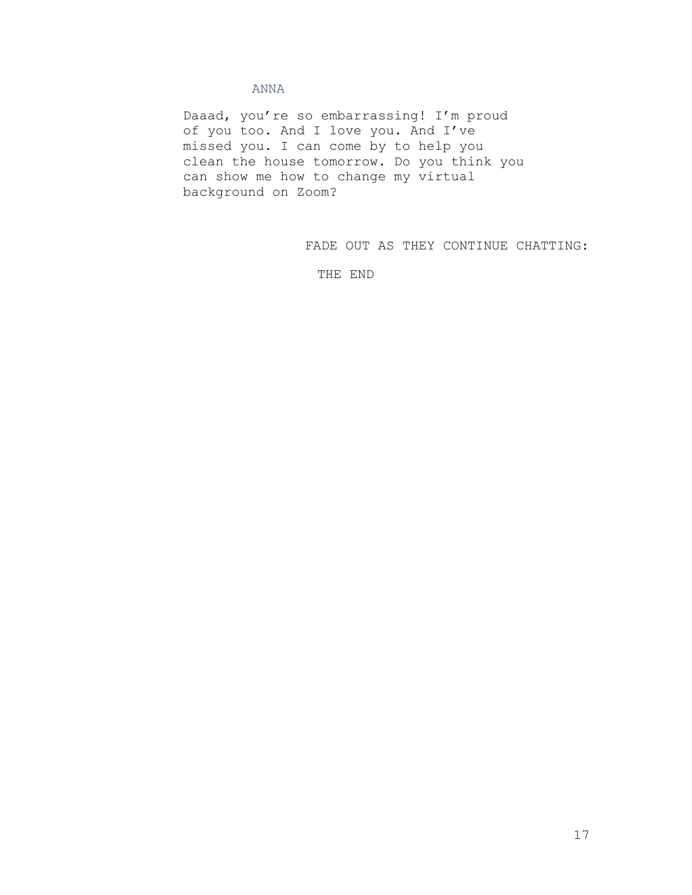ANNA

Daaad, you're so embarrassing! I'm proud of you too. And I love you. And I've missed you. I can come by to help you clean the house tomorrow. Do you think you can show me how to change my virtual background on Zoom?

FADE OUT AS THEY CONTINUE CHATTING:

THE END